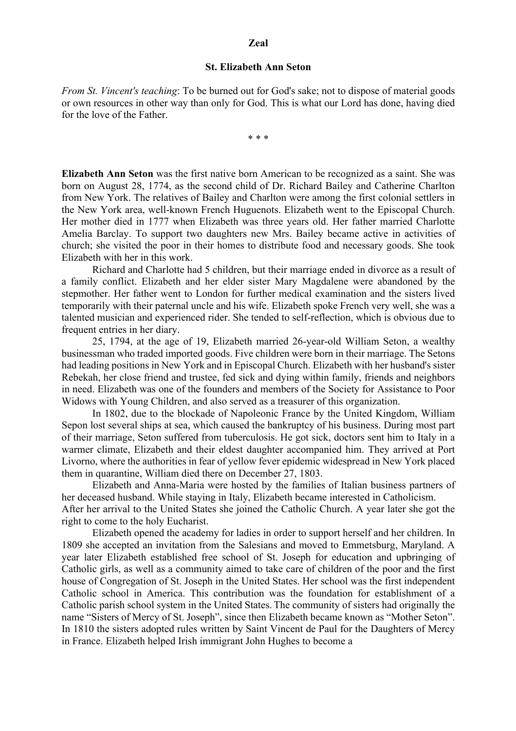**Zeal**

**St. Elizabeth Ann Seton**

*From St. Vincent's teaching*: To be burned out for God's sake; not to dispose of material goods or own resources in other way than only for God. This is what our Lord has done, having died for the love of the Father.

\* \* \*

**Elizabeth Ann Seton** was the first native born American to be recognized as a saint. She was born on August 28, 1774, as the second child of Dr. Richard Bailey and Catherine Charlton from New York. The relatives of Bailey and Charlton were among the first colonial settlers in the New York area, well-known French Huguenots. Elizabeth went to the Episcopal Church. Her mother died in 1777 when Elizabeth was three years old. Her father married Charlotte Amelia Barclay. To support two daughters new Mrs. Bailey became active in activities of church; she visited the poor in their homes to distribute food and necessary goods. She took Elizabeth with her in this work.

Richard and Charlotte had 5 children, but their marriage ended in divorce as a result of a family conflict. Elizabeth and her elder sister Mary Magdalene were abandoned by the stepmother. Her father went to London for further medical examination and the sisters lived temporarily with their paternal uncle and his wife. Elizabeth spoke French very well, she was a talented musician and experienced rider. She tended to self-reflection, which is obvious due to frequent entries in her diary.

25, 1794, at the age of 19, Elizabeth married 26-year-old William Seton, a wealthy businessman who traded imported goods. Five children were born in their marriage. The Setons had leading positions in New York and in Episcopal Church. Elizabeth with her husband's sister Rebekah, her close friend and trustee, fed sick and dying within family, friends and neighbors in need. Elizabeth was one of the founders and members of the Society for Assistance to Poor Widows with Young Children, and also served as a treasurer of this organization.

In 1802, due to the blockade of Napoleonic France by the United Kingdom, William Sepon lost several ships at sea, which caused the bankruptcy of his business. During most part of their marriage, Seton suffered from tuberculosis. He got sick, doctors sent him to Italy in a warmer climate, Elizabeth and their eldest daughter accompanied him. They arrived at Port Livorno, where the authorities in fear of yellow fever epidemic widespread in New York placed them in quarantine, William died there on December 27, 1803.

Elizabeth and Anna-Maria were hosted by the families of Italian business partners of her deceased husband. While staying in Italy, Elizabeth became interested in Catholicism.
After her arrival to the United States she joined the Catholic Church. A year later she got the right to come to the holy Eucharist.

Elizabeth opened the academy for ladies in order to support herself and her children. In 1809 she accepted an invitation from the Salesians and moved to Emmetsburg, Maryland. A year later Elizabeth established free school of St. Joseph for education and upbringing of Catholic girls, as well as a community aimed to take care of children of the poor and the first house of Congregation of St. Joseph in the United States. Her school was the first independent Catholic school in America. This contribution was the foundation for establishment of a Catholic parish school system in the United States. The community of sisters had originally the name "Sisters of Mercy of St. Joseph", since then Elizabeth became known as "Mother Seton". In 1810 the sisters adopted rules written by Saint Vincent de Paul for the Daughters of Mercy in France. Elizabeth helped Irish immigrant John Hughes to become a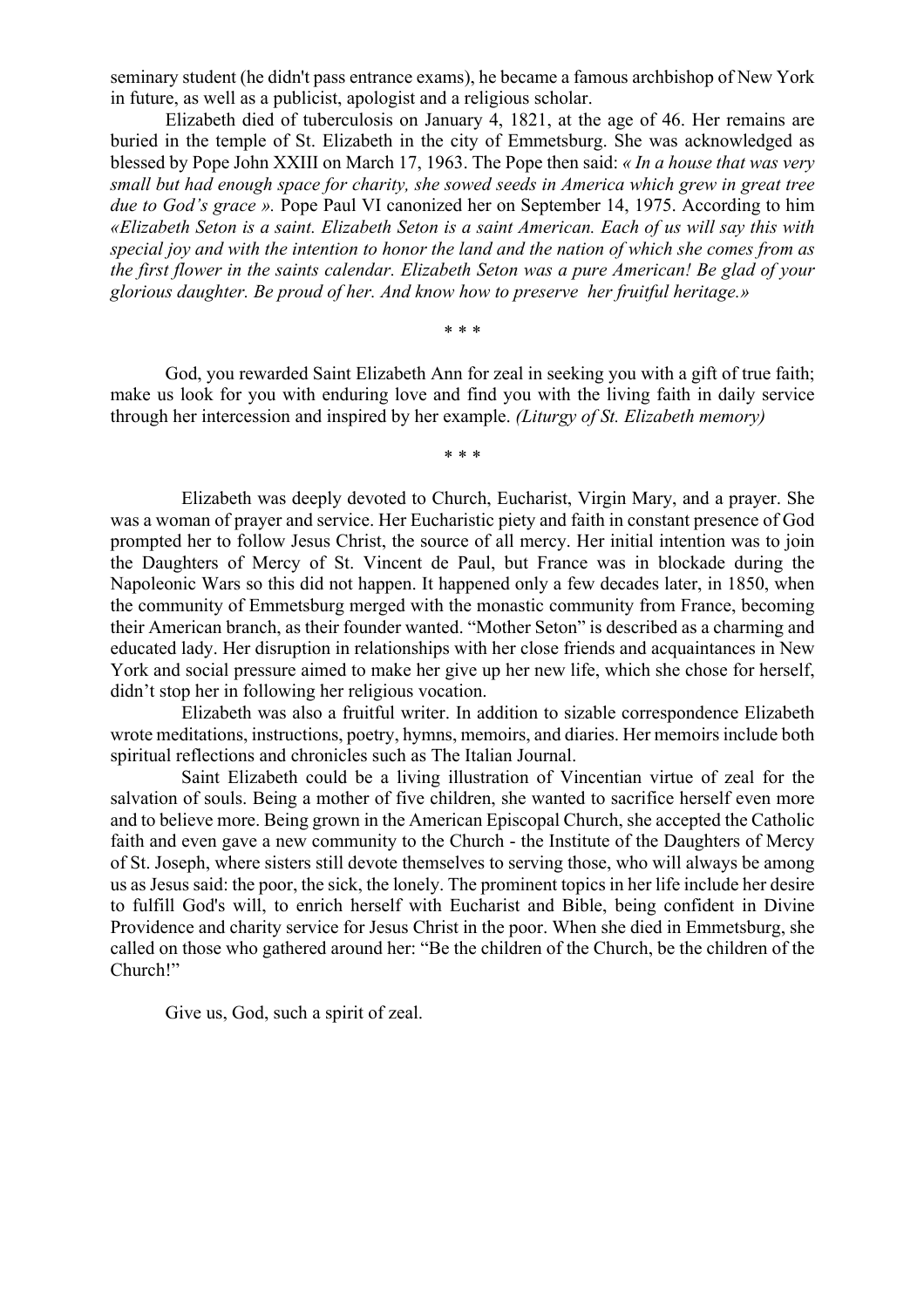seminary student (he didn't pass entrance exams), he became a famous archbishop of New York in future, as well as a publicist, apologist and a religious scholar.

Elizabeth died of tuberculosis on January 4, 1821, at the age of 46. Her remains are buried in the temple of St. Elizabeth in the city of Emmetsburg. She was acknowledged as blessed by Pope John XXIII on March 17, 1963. The Pope then said: *« In a house that was very small but had enough space for charity, she sowed seeds in America which grew in great tree due to God's grace ».* Pope Paul VI canonized her on September 14, 1975. According to him *«Elizabeth Seton is a saint. Elizabeth Seton is a saint American. Each of us will say this with special joy and with the intention to honor the land and the nation of which she comes from as the first flower in the saints calendar. Elizabeth Seton was a pure American! Be glad of your glorious daughter. Be proud of her. And know how to preserve her fruitful heritage.»*

\* \* \*

God, you rewarded Saint Elizabeth Ann for zeal in seeking you with a gift of true faith; make us look for you with enduring love and find you with the living faith in daily service through her intercession and inspired by her example. *(Liturgy of St. Elizabeth memory)*

\* \* \*

Elizabeth was deeply devoted to Church, Eucharist, Virgin Mary, and a prayer. She was a woman of prayer and service. Her Eucharistic piety and faith in constant presence of God prompted her to follow Jesus Christ, the source of all mercy. Her initial intention was to join the Daughters of Mercy of St. Vincent de Paul, but France was in blockade during the Napoleonic Wars so this did not happen. It happened only a few decades later, in 1850, when the community of Emmetsburg merged with the monastic community from France, becoming their American branch, as their founder wanted. "Mother Seton" is described as a charming and educated lady. Her disruption in relationships with her close friends and acquaintances in New York and social pressure aimed to make her give up her new life, which she chose for herself, didn't stop her in following her religious vocation.

Elizabeth was also a fruitful writer. In addition to sizable correspondence Elizabeth wrote meditations, instructions, poetry, hymns, memoirs, and diaries. Her memoirs include both spiritual reflections and chronicles such as The Italian Journal.

Saint Elizabeth could be a living illustration of Vincentian virtue of zeal for the salvation of souls. Being a mother of five children, she wanted to sacrifice herself even more and to believe more. Being grown in the American Episcopal Church, she accepted the Catholic faith and even gave a new community to the Church - the Institute of the Daughters of Mercy of St. Joseph, where sisters still devote themselves to serving those, who will always be among us as Jesus said: the poor, the sick, the lonely. The prominent topics in her life include her desire to fulfill God's will, to enrich herself with Eucharist and Bible, being confident in Divine Providence and charity service for Jesus Christ in the poor. When she died in Emmetsburg, she called on those who gathered around her: "Be the children of the Church, be the children of the Church!"

Give us, God, such a spirit of zeal.